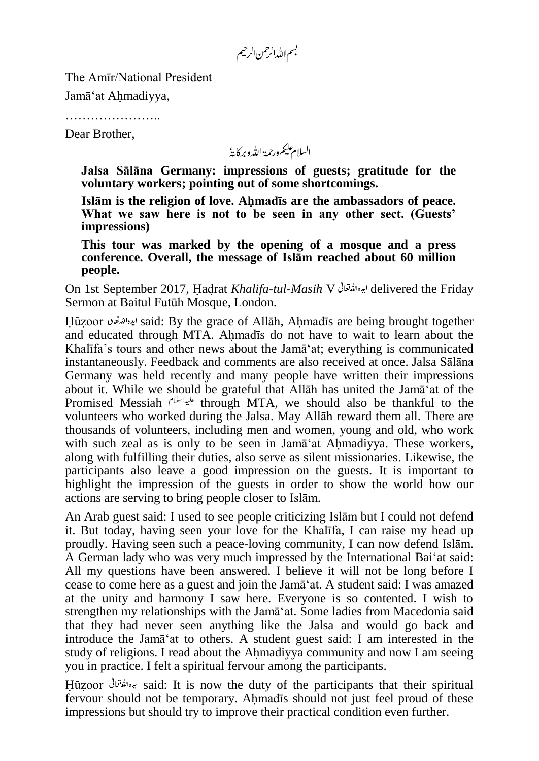بسم اللہ الرحمٰن الرحیم

The Amīr/National President

Jamā'at Aḥmadiyya,

…………………..

Dear Brother,

السلام علیکم ورحمۃ اللہ وبرکاتہ

**Jalsa Sālāna Germany: impressions of guests; gratitude for the voluntary workers; pointing out of some shortcomings.**

**Islām is the religion of love. Aḥmadīs are the ambassadors of peace. What we saw here is not to be seen in any other sect. (Guests' impressions)**

**This tour was marked by the opening of a mosque and a press conference. Overall, the message of Islām reached about 60 million people.**

On 1st September 2017, Ḥaḍrat *Khalifa-tul-Masih* V ایدہ اللہ تعالیٰ delivered the Friday Sermon at Baitul Futūh Mosque, London.

Ḥūẓoor ایدہ اللہ تعالیٰ said: By the grace of Allāh, Aḥmadīs are being brought together and educated through MTA. Aḥmadīs do not have to wait to learn about the Khalīfa's tours and other news about the Jamā'at; everything is communicated instantaneously. Feedback and comments are also received at once. Jalsa Sālāna Germany was held recently and many people have written their impressions about it. While we should be grateful that Allāh has united the Jamā'at of the Promised Messiah علیہ السلام through MTA, we should also be thankful to the volunteers who worked during the Jalsa. May Allāh reward them all. There are thousands of volunteers, including men and women, young and old, who work with such zeal as is only to be seen in Jamā'at Aḥmadiyya. These workers, along with fulfilling their duties, also serve as silent missionaries. Likewise, the participants also leave a good impression on the guests. It is important to highlight the impression of the guests in order to show the world how our actions are serving to bring people closer to Islām.

An Arab guest said: I used to see people criticizing Islām but I could not defend it. But today, having seen your love for the Khalīfa, I can raise my head up proudly. Having seen such a peace-loving community, I can now defend Islām. A German lady who was very much impressed by the International Bai'at said: All my questions have been answered. I believe it will not be long before I cease to come here as a guest and join the Jamā'at. A student said: I was amazed at the unity and harmony I saw here. Everyone is so contented. I wish to strengthen my relationships with the Jamā'at. Some ladies from Macedonia said that they had never seen anything like the Jalsa and would go back and introduce the Jamā'at to others. A student guest said: I am interested in the study of religions. I read about the Aḥmadiyya community and now I am seeing you in practice. I felt a spiritual fervour among the participants.

Ḥūẓoor ایدہ اللہ تعالیٰ said: It is now the duty of the participants that their spiritual fervour should not be temporary. Aḥmadīs should not just feel proud of these impressions but should try to improve their practical condition even further.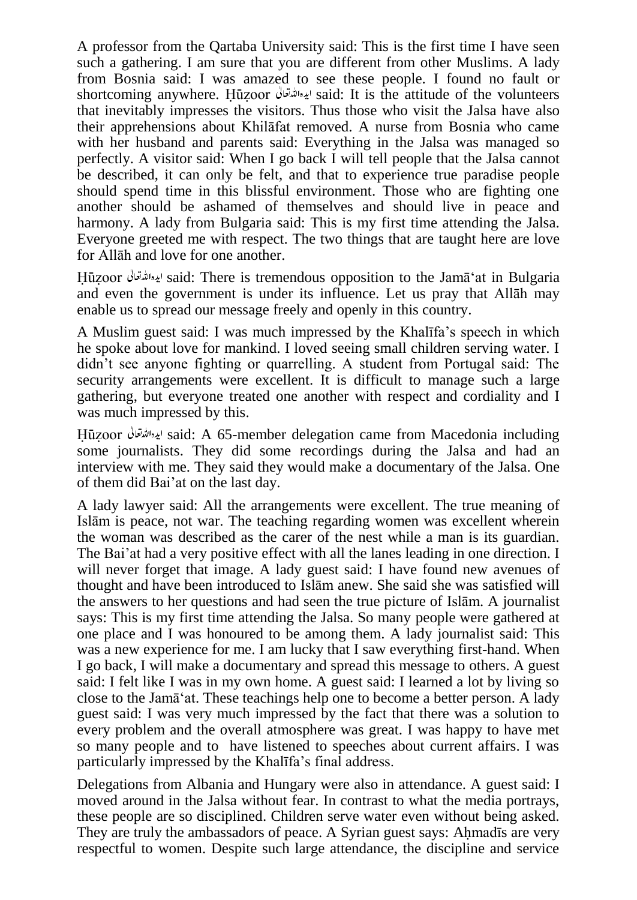A professor from the Qartaba University said: This is the first time I have seen such a gathering. I am sure that you are different from other Muslims. A lady from Bosnia said: I was amazed to see these people. I found no fault or shortcoming anywhere. Ḥūẓoor ایدہ اللہ تعالیٰ said: It is the attitude of the volunteers that inevitably impresses the visitors. Thus those who visit the Jalsa have also their apprehensions about Khilāfat removed. A nurse from Bosnia who came with her husband and parents said: Everything in the Jalsa was managed so perfectly. A visitor said: When I go back I will tell people that the Jalsa cannot be described, it can only be felt, and that to experience true paradise people should spend time in this blissful environment. Those who are fighting one another should be ashamed of themselves and should live in peace and harmony. A lady from Bulgaria said: This is my first time attending the Jalsa. Everyone greeted me with respect. The two things that are taught here are love for Allāh and love for one another.

Ḥūẓoor ایدہ اللہ تعالیٰ said: There is tremendous opposition to the Jamā'at in Bulgaria and even the government is under its influence. Let us pray that Allāh may enable us to spread our message freely and openly in this country.

A Muslim guest said: I was much impressed by the Khalīfa's speech in which he spoke about love for mankind. I loved seeing small children serving water. I didn't see anyone fighting or quarrelling. A student from Portugal said: The security arrangements were excellent. It is difficult to manage such a large gathering, but everyone treated one another with respect and cordiality and I was much impressed by this.

Ḥūẓoor ایدہ اللہ تعالیٰ said: A 65-member delegation came from Macedonia including some journalists. They did some recordings during the Jalsa and had an interview with me. They said they would make a documentary of the Jalsa. One of them did Bai'at on the last day.

A lady lawyer said: All the arrangements were excellent. The true meaning of Islām is peace, not war. The teaching regarding women was excellent wherein the woman was described as the carer of the nest while a man is its guardian. The Bai'at had a very positive effect with all the lanes leading in one direction. I will never forget that image. A lady guest said: I have found new avenues of thought and have been introduced to Islām anew. She said she was satisfied will the answers to her questions and had seen the true picture of Islām. A journalist says: This is my first time attending the Jalsa. So many people were gathered at one place and I was honoured to be among them. A lady journalist said: This was a new experience for me. I am lucky that I saw everything first-hand. When I go back, I will make a documentary and spread this message to others. A guest said: I felt like I was in my own home. A guest said: I learned a lot by living so close to the Jamā'at. These teachings help one to become a better person. A lady guest said: I was very much impressed by the fact that there was a solution to every problem and the overall atmosphere was great. I was happy to have met so many people and to have listened to speeches about current affairs. I was particularly impressed by the Khalīfa's final address.

Delegations from Albania and Hungary were also in attendance. A guest said: I moved around in the Jalsa without fear. In contrast to what the media portrays, these people are so disciplined. Children serve water even without being asked. They are truly the ambassadors of peace. A Syrian guest says: Aḥmadīs are very respectful to women. Despite such large attendance, the discipline and service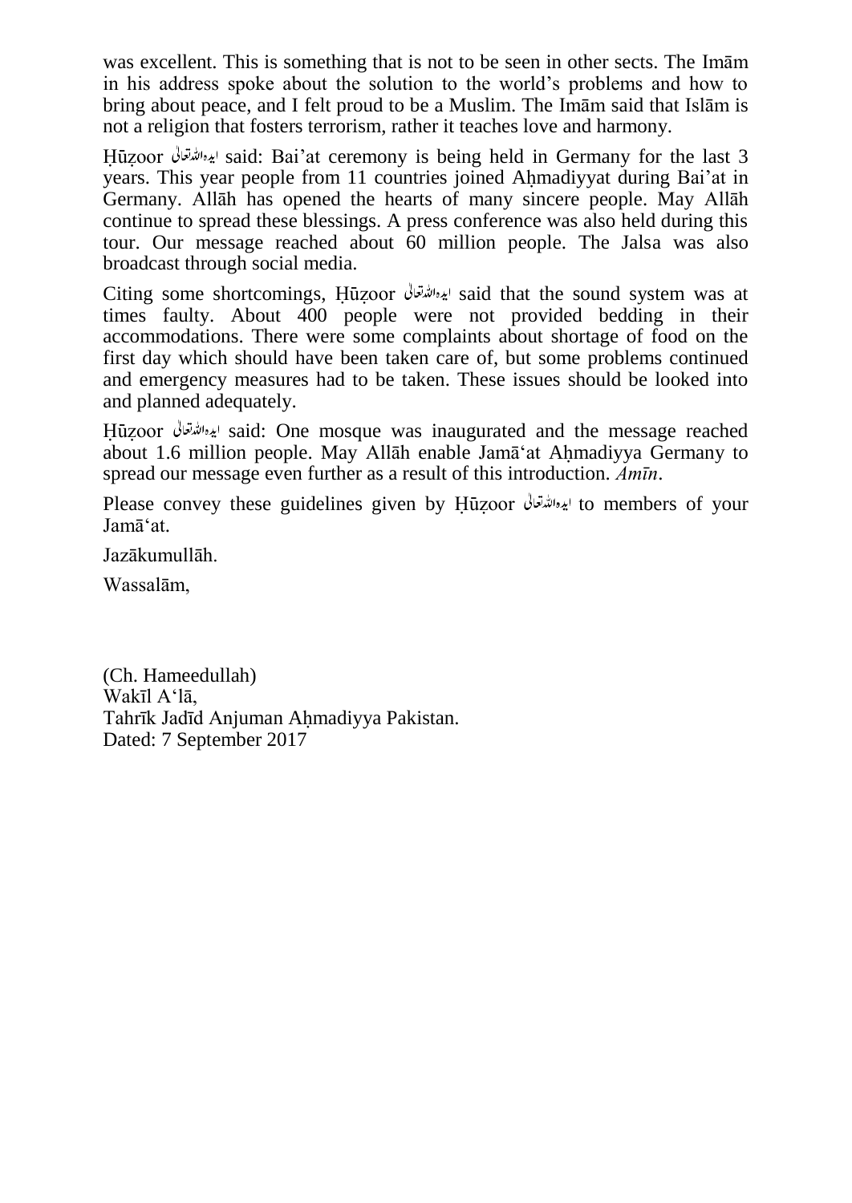was excellent. This is something that is not to be seen in other sects. The Imām in his address spoke about the solution to the world's problems and how to bring about peace, and I felt proud to be a Muslim. The Imām said that Islām is not a religion that fosters terrorism, rather it teaches love and harmony.

Ḥūẓoor ایدہ اللہ تعالیٰ said: Bai'at ceremony is being held in Germany for the last 3 years. This year people from 11 countries joined Aḥmadiyyat during Bai'at in Germany. Allāh has opened the hearts of many sincere people. May Allāh continue to spread these blessings. A press conference was also held during this tour. Our message reached about 60 million people. The Jalsa was also broadcast through social media.

Citing some shortcomings, Ḥūẓoor ایدہ اللہ تعالیٰ said that the sound system was at times faulty. About 400 people were not provided bedding in their accommodations. There were some complaints about shortage of food on the first day which should have been taken care of, but some problems continued and emergency measures had to be taken. These issues should be looked into and planned adequately.

Ḥūẓoor ایدہ اللہ تعالیٰ said: One mosque was inaugurated and the message reached about 1.6 million people. May Allāh enable Jamā'at Aḥmadiyya Germany to spread our message even further as a result of this introduction. *Amīn*.

Please convey these guidelines given by Ḥūẓoor ایدہ اللہ تعالیٰ to members of your Jamā'at.

Jazākumullāh.

Wassalām,

(Ch. Hameedullah)
Wakīl A'lā,
Tahrīk Jadīd Anjuman Aḥmadiyya Pakistan.
Dated: 7 September 2017